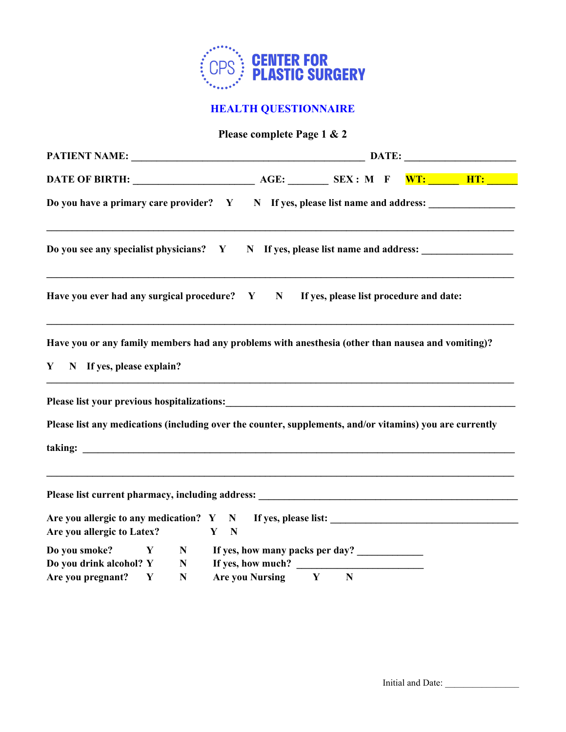**CENTER FOR PLASTIC SURGERY**

# HEALTH QUESTIONNAIRE

**Please complete Page 1 & 2**

**PATIENT NAME:** _______________________________________________ **DATE:** ______________________

**DATE OF BIRTH:** _______________________ **AGE:** ________ **SEX : M F** **WT:** ______ **HT:** ______

**Do you have a primary care provider? Y N If yes, please list name and address:** _________________

_____________________________________________________________________________________

**Do you see any specialist physicians? Y N If yes, please list name and address:** __________________

_____________________________________________________________________________________

**Have you ever had any surgical procedure? Y N If yes, please list procedure and date:**

_____________________________________________________________________________________

**Have you or any family members had any problems with anesthesia (other than nausea and vomiting)?**

**Y N If yes, please explain?**

_____________________________________________________________________________________

**Please list your previous hospitalizations:**____________________________________________________________

**Please list any medications (including over the counter, supplements, and/or vitamins) you are currently taking:** _____________________________________________________________________________

_____________________________________________________________________________________

**Please list current pharmacy, including address:** _____________________________________________________

**Are you allergic to any medication? Y N If yes, please list:** ______________________________________

**Are you allergic to Latex? Y N**

**Do you smoke? Y N If yes, how many packs per day?** _____________

**Do you drink alcohol? Y N If yes, how much?** __________________________

**Are you pregnant? Y N Are you Nursing Y N**

Initial and Date: ________________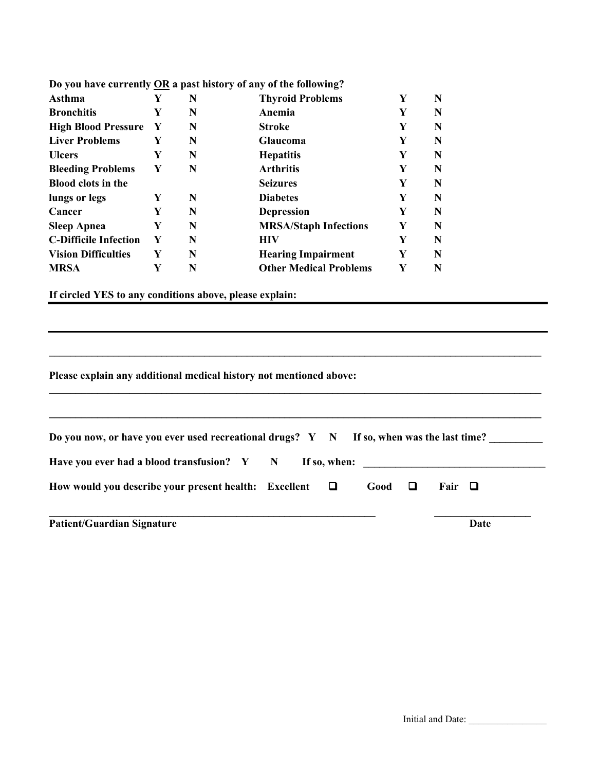**Do you have currently OR a past history of any of the following?**

| | | | | | |
|---|---|---|---|---|---|
| **Asthma** | **Y** | **N** | **Thyroid Problems** | **Y** | **N** |
| **Bronchitis** | **Y** | **N** | **Anemia** | **Y** | **N** |
| **High Blood Pressure** | **Y** | **N** | **Stroke** | **Y** | **N** |
| **Liver Problems** | **Y** | **N** | **Glaucoma** | **Y** | **N** |
| **Ulcers** | **Y** | **N** | **Hepatitis** | **Y** | **N** |
| **Bleeding Problems** | **Y** | **N** | **Arthritis** | **Y** | **N** |
| **Blood clots in the** | | | **Seizures** | **Y** | **N** |
| **lungs or legs** | **Y** | **N** | **Diabetes** | **Y** | **N** |
| **Cancer** | **Y** | **N** | **Depression** | **Y** | **N** |
| **Sleep Apnea** | **Y** | **N** | **MRSA/Staph Infections** | **Y** | **N** |
| **C-Difficile Infection** | **Y** | **N** | **HIV** | **Y** | **N** |
| **Vision Difficulties** | **Y** | **N** | **Hearing Impairment** | **Y** | **N** |
| **MRSA** | **Y** | **N** | **Other Medical Problems** | **Y** | **N** |

**If circled YES to any conditions above, please explain:**

______________________________________________________________________________

______________________________________________________________________________

______________________________________________________________________________

**Please explain any additional medical history not mentioned above:**

______________________________________________________________________________

______________________________________________________________________________

**Do you now, or have you ever used recreational drugs? Y N If so, when was the last time?** __________

**Have you ever had a blood transfusion? Y N If so, when:** ______________________________

**How would you describe your present health: Excellent ❑ Good ❑ Fair ❑**

_______________________________________________ ________________

**Patient/Guardian Signature** **Date**

Initial and Date: ________________